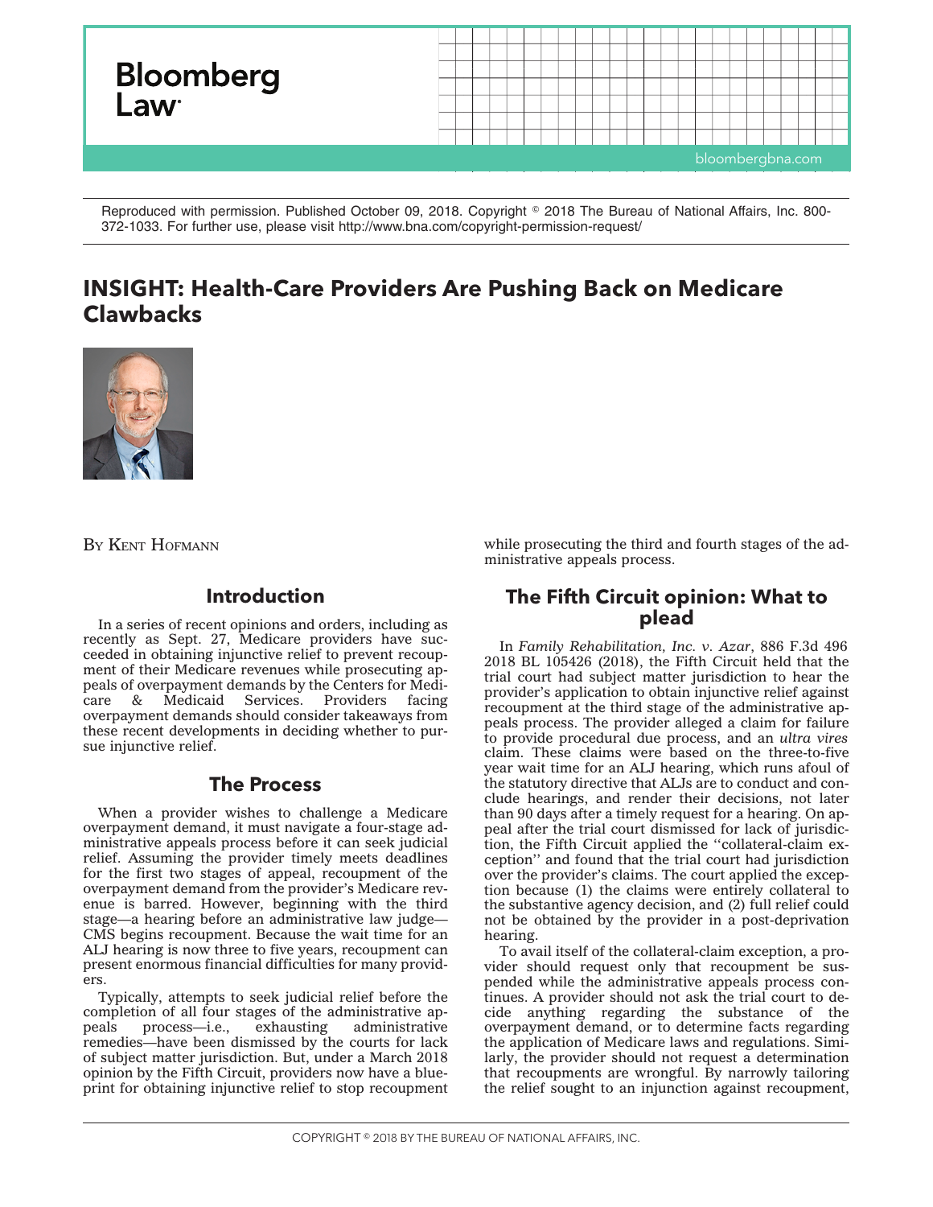Reproduced with permission. Published October 09, 2018. Copyright © 2018 The Bureau of National Affairs, Inc. 800-372-1033. For further use, please visit http://www.bna.com/copyright-permission-request/

# INSIGHT: Health-Care Providers Are Pushing Back on Medicare Clawbacks

BY KENT HOFMANN

## Introduction

In a series of recent opinions and orders, including as recently as Sept. 27, Medicare providers have succeeded in obtaining injunctive relief to prevent recoupment of their Medicare revenues while prosecuting appeals of overpayment demands by the Centers for Medicare & Medicaid Services. Providers facing overpayment demands should consider takeaways from these recent developments in deciding whether to pursue injunctive relief.

## The Process

When a provider wishes to challenge a Medicare overpayment demand, it must navigate a four-stage administrative appeals process before it can seek judicial relief. Assuming the provider timely meets deadlines for the first two stages of appeal, recoupment of the overpayment demand from the provider's Medicare revenue is barred. However, beginning with the third stage—a hearing before an administrative law judge—CMS begins recoupment. Because the wait time for an ALJ hearing is now three to five years, recoupment can present enormous financial difficulties for many providers.

Typically, attempts to seek judicial relief before the completion of all four stages of the administrative appeals process—i.e., exhausting administrative remedies—have been dismissed by the courts for lack of subject matter jurisdiction. But, under a March 2018 opinion by the Fifth Circuit, providers now have a blueprint for obtaining injunctive relief to stop recoupment while prosecuting the third and fourth stages of the administrative appeals process.

## The Fifth Circuit opinion: What to plead

In *Family Rehabilitation, Inc. v. Azar*, 886 F.3d 496 2018 BL 105426 (2018), the Fifth Circuit held that the trial court had subject matter jurisdiction to hear the provider's application to obtain injunctive relief against recoupment at the third stage of the administrative appeals process. The provider alleged a claim for failure to provide procedural due process, and an *ultra vires* claim. These claims were based on the three-to-five year wait time for an ALJ hearing, which runs afoul of the statutory directive that ALJs are to conduct and conclude hearings, and render their decisions, not later than 90 days after a timely request for a hearing. On appeal after the trial court dismissed for lack of jurisdiction, the Fifth Circuit applied the ''collateral-claim exception'' and found that the trial court had jurisdiction over the provider's claims. The court applied the exception because (1) the claims were entirely collateral to the substantive agency decision, and (2) full relief could not be obtained by the provider in a post-deprivation hearing.

To avail itself of the collateral-claim exception, a provider should request only that recoupment be suspended while the administrative appeals process continues. A provider should not ask the trial court to decide anything regarding the substance of the overpayment demand, or to determine facts regarding the application of Medicare laws and regulations. Similarly, the provider should not request a determination that recoupments are wrongful. By narrowly tailoring the relief sought to an injunction against recoupment,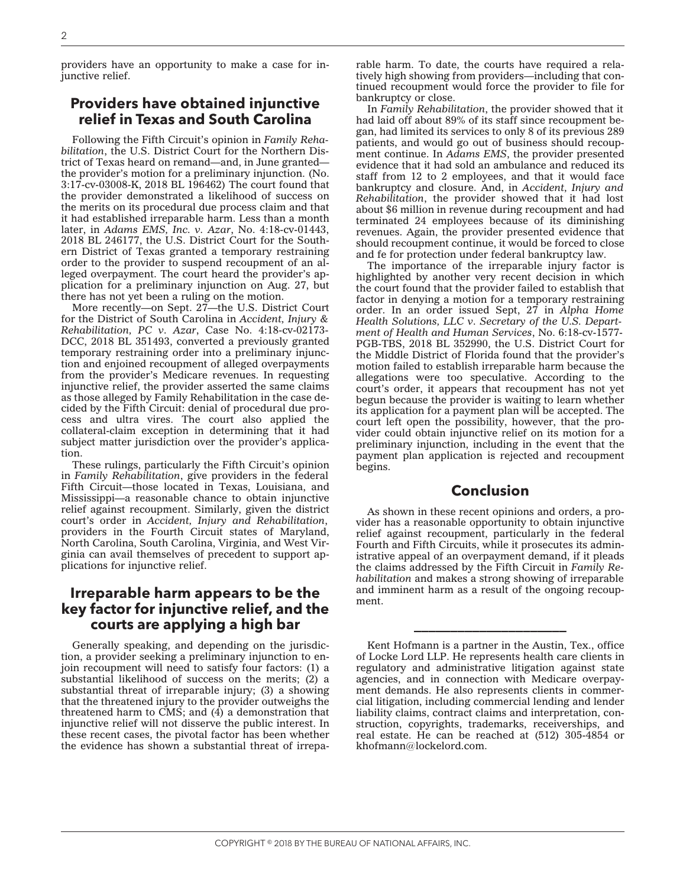providers have an opportunity to make a case for injunctive relief.

## Providers have obtained injunctive relief in Texas and South Carolina

Following the Fifth Circuit's opinion in *Family Rehabilitation*, the U.S. District Court for the Northern District of Texas heard on remand—and, in June granted—the provider's motion for a preliminary injunction. (No. 3:17-cv-03008-K, 2018 BL 196462) The court found that the provider demonstrated a likelihood of success on the merits on its procedural due process claim and that it had established irreparable harm. Less than a month later, in *Adams EMS, Inc. v. Azar*, No. 4:18-cv-01443, 2018 BL 246177, the U.S. District Court for the Southern District of Texas granted a temporary restraining order to the provider to suspend recoupment of an alleged overpayment. The court heard the provider's application for a preliminary injunction on Aug. 27, but there has not yet been a ruling on the motion.

More recently—on Sept. 27—the U.S. District Court for the District of South Carolina in *Accident, Injury & Rehabilitation, PC v. Azar*, Case No. 4:18-cv-02173-DCC, 2018 BL 351493, converted a previously granted temporary restraining order into a preliminary injunction and enjoined recoupment of alleged overpayments from the provider's Medicare revenues. In requesting injunctive relief, the provider asserted the same claims as those alleged by Family Rehabilitation in the case decided by the Fifth Circuit: denial of procedural due process and ultra vires. The court also applied the collateral-claim exception in determining that it had subject matter jurisdiction over the provider's application.

These rulings, particularly the Fifth Circuit's opinion in *Family Rehabilitation*, give providers in the federal Fifth Circuit—those located in Texas, Louisiana, and Mississippi—a reasonable chance to obtain injunctive relief against recoupment. Similarly, given the district court's order in *Accident, Injury and Rehabilitation*, providers in the Fourth Circuit states of Maryland, North Carolina, South Carolina, Virginia, and West Virginia can avail themselves of precedent to support applications for injunctive relief.

## Irreparable harm appears to be the key factor for injunctive relief, and the courts are applying a high bar

Generally speaking, and depending on the jurisdiction, a provider seeking a preliminary injunction to enjoin recoupment will need to satisfy four factors: (1) a substantial likelihood of success on the merits; (2) a substantial threat of irreparable injury; (3) a showing that the threatened injury to the provider outweighs the threatened harm to CMS; and (4) a demonstration that injunctive relief will not disserve the public interest. In these recent cases, the pivotal factor has been whether the evidence has shown a substantial threat of irreparable harm. To date, the courts have required a relatively high showing from providers—including that continued recoupment would force the provider to file for bankruptcy or close.

In *Family Rehabilitation*, the provider showed that it had laid off about 89% of its staff since recoupment began, had limited its services to only 8 of its previous 289 patients, and would go out of business should recoupment continue. In *Adams EMS*, the provider presented evidence that it had sold an ambulance and reduced its staff from 12 to 2 employees, and that it would face bankruptcy and closure. And, in *Accident, Injury and Rehabilitation*, the provider showed that it had lost about $6 million in revenue during recoupment and had terminated 24 employees because of its diminishing revenues. Again, the provider presented evidence that should recoupment continue, it would be forced to close and fe for protection under federal bankruptcy law.

The importance of the irreparable injury factor is highlighted by another very recent decision in which the court found that the provider failed to establish that factor in denying a motion for a temporary restraining order. In an order issued Sept, 27 in *Alpha Home Health Solutions, LLC v. Secretary of the U.S. Department of Health and Human Services*, No. 6:18-cv-1577-PGB-TBS, 2018 BL 352990, the U.S. District Court for the Middle District of Florida found that the provider's motion failed to establish irreparable harm because the allegations were too speculative. According to the court's order, it appears that recoupment has not yet begun because the provider is waiting to learn whether its application for a payment plan will be accepted. The court left open the possibility, however, that the provider could obtain injunctive relief on its motion for a preliminary injunction, including in the event that the payment plan application is rejected and recoupment begins.

## Conclusion

As shown in these recent opinions and orders, a provider has a reasonable opportunity to obtain injunctive relief against recoupment, particularly in the federal Fourth and Fifth Circuits, while it prosecutes its administrative appeal of an overpayment demand, if it pleads the claims addressed by the Fifth Circuit in *Family Rehabilitation* and makes a strong showing of irreparable and imminent harm as a result of the ongoing recoupment.

---

Kent Hofmann is a partner in the Austin, Tex., office of Locke Lord LLP. He represents health care clients in regulatory and administrative litigation against state agencies, and in connection with Medicare overpayment demands. He also represents clients in commercial litigation, including commercial lending and lender liability claims, contract claims and interpretation, construction, copyrights, trademarks, receiverships, and real estate. He can be reached at (512) 305-4854 or khofmann@lockelord.com.